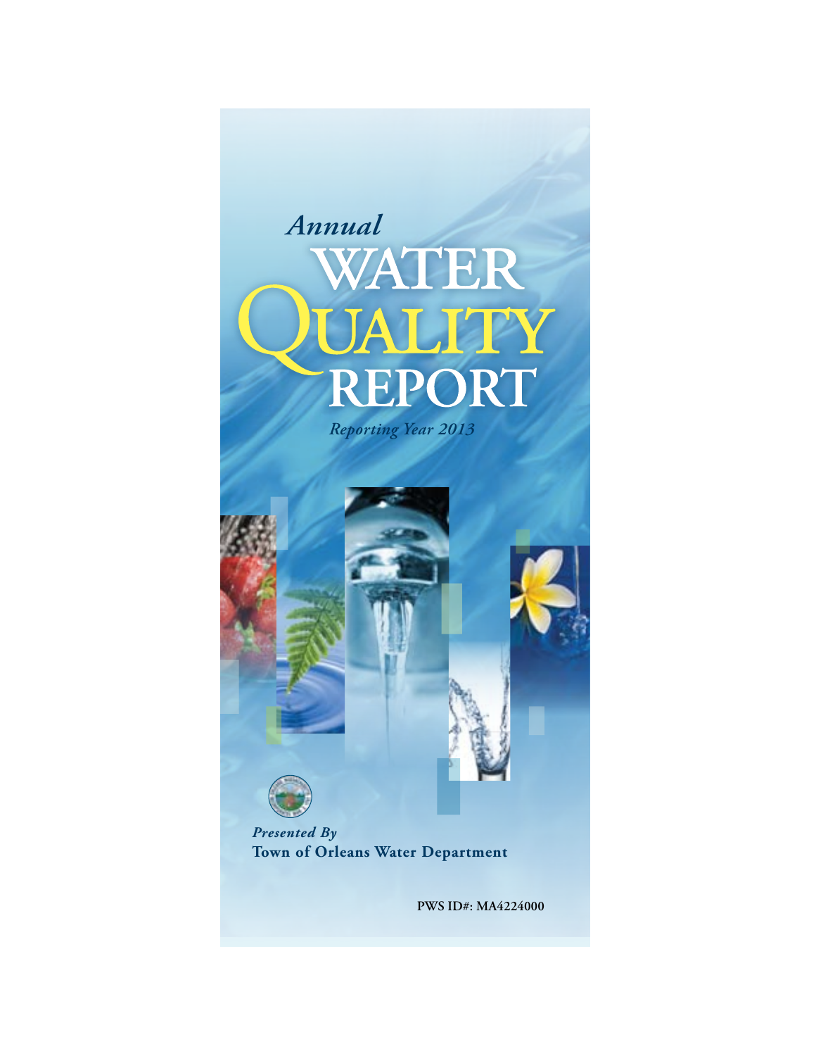*Annual*

# WATER QUALITY REPORT

*Reporting Year 2013*

***Presented By***

**Town of Orleans Water Department**

**PWS ID#: MA4224000**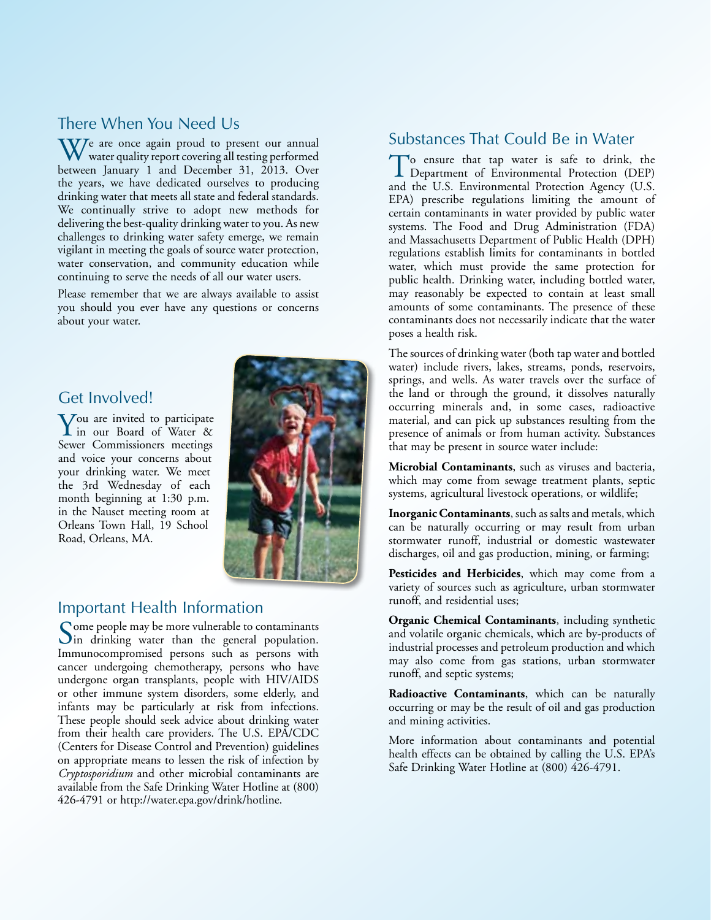## There When You Need Us

We are once again proud to present our annual water quality report covering all testing performed between January 1 and December 31, 2013. Over the years, we have dedicated ourselves to producing drinking water that meets all state and federal standards. We continually strive to adopt new methods for delivering the best-quality drinking water to you. As new challenges to drinking water safety emerge, we remain vigilant in meeting the goals of source water protection, water conservation, and community education while continuing to serve the needs of all our water users.

Please remember that we are always available to assist you should you ever have any questions or concerns about your water.

## Get Involved!

You are invited to participate in our Board of Water & Sewer Commissioners meetings and voice your concerns about your drinking water. We meet the 3rd Wednesday of each month beginning at 1:30 p.m. in the Nauset meeting room at Orleans Town Hall, 19 School Road, Orleans, MA.

## Important Health Information

Some people may be more vulnerable to contaminants in drinking water than the general population. Immunocompromised persons such as persons with cancer undergoing chemotherapy, persons who have undergone organ transplants, people with HIV/AIDS or other immune system disorders, some elderly, and infants may be particularly at risk from infections. These people should seek advice about drinking water from their health care providers. The U.S. EPA/CDC (Centers for Disease Control and Prevention) guidelines on appropriate means to lessen the risk of infection by *Cryptosporidium* and other microbial contaminants are available from the Safe Drinking Water Hotline at (800) 426-4791 or http://water.epa.gov/drink/hotline.

## Substances That Could Be in Water

To ensure that tap water is safe to drink, the Department of Environmental Protection (DEP) and the U.S. Environmental Protection Agency (U.S. EPA) prescribe regulations limiting the amount of certain contaminants in water provided by public water systems. The Food and Drug Administration (FDA) and Massachusetts Department of Public Health (DPH) regulations establish limits for contaminants in bottled water, which must provide the same protection for public health. Drinking water, including bottled water, may reasonably be expected to contain at least small amounts of some contaminants. The presence of these contaminants does not necessarily indicate that the water poses a health risk.

The sources of drinking water (both tap water and bottled water) include rivers, lakes, streams, ponds, reservoirs, springs, and wells. As water travels over the surface of the land or through the ground, it dissolves naturally occurring minerals and, in some cases, radioactive material, and can pick up substances resulting from the presence of animals or from human activity. Substances that may be present in source water include:

**Microbial Contaminants**, such as viruses and bacteria, which may come from sewage treatment plants, septic systems, agricultural livestock operations, or wildlife;

**Inorganic Contaminants**, such as salts and metals, which can be naturally occurring or may result from urban stormwater runoff, industrial or domestic wastewater discharges, oil and gas production, mining, or farming;

**Pesticides and Herbicides**, which may come from a variety of sources such as agriculture, urban stormwater runoff, and residential uses;

**Organic Chemical Contaminants**, including synthetic and volatile organic chemicals, which are by-products of industrial processes and petroleum production and which may also come from gas stations, urban stormwater runoff, and septic systems;

**Radioactive Contaminants**, which can be naturally occurring or may be the result of oil and gas production and mining activities.

More information about contaminants and potential health effects can be obtained by calling the U.S. EPA's Safe Drinking Water Hotline at (800) 426-4791.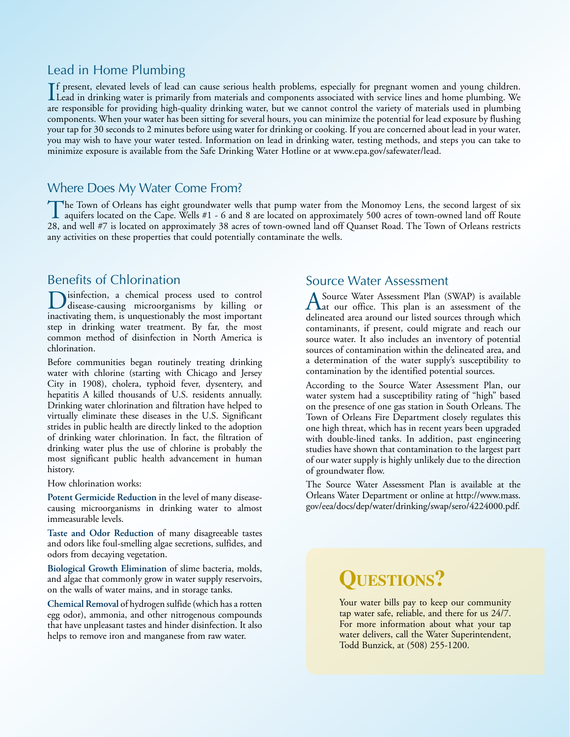## Lead in Home Plumbing

If present, elevated levels of lead can cause serious health problems, especially for pregnant women and young children. Lead in drinking water is primarily from materials and components associated with service lines and home plumbing. We are responsible for providing high-quality drinking water, but we cannot control the variety of materials used in plumbing components. When your water has been sitting for several hours, you can minimize the potential for lead exposure by flushing your tap for 30 seconds to 2 minutes before using water for drinking or cooking. If you are concerned about lead in your water, you may wish to have your water tested. Information on lead in drinking water, testing methods, and steps you can take to minimize exposure is available from the Safe Drinking Water Hotline or at www.epa.gov/safewater/lead.

## Where Does My Water Come From?

The Town of Orleans has eight groundwater wells that pump water from the Monomoy Lens, the second largest of six aquifers located on the Cape. Wells #1 - 6 and 8 are located on approximately 500 acres of town-owned land off Route 28, and well #7 is located on approximately 38 acres of town-owned land off Quanset Road. The Town of Orleans restricts any activities on these properties that could potentially contaminate the wells.

## Benefits of Chlorination

Disinfection, a chemical process used to control disease-causing microorganisms by killing or inactivating them, is unquestionably the most important step in drinking water treatment. By far, the most common method of disinfection in North America is chlorination.

Before communities began routinely treating drinking water with chlorine (starting with Chicago and Jersey City in 1908), cholera, typhoid fever, dysentery, and hepatitis A killed thousands of U.S. residents annually. Drinking water chlorination and filtration have helped to virtually eliminate these diseases in the U.S. Significant strides in public health are directly linked to the adoption of drinking water chlorination. In fact, the filtration of drinking water plus the use of chlorine is probably the most significant public health advancement in human history.

How chlorination works:

**Potent Germicide Reduction** in the level of many disease-causing microorganisms in drinking water to almost immeasurable levels.

**Taste and Odor Reduction** of many disagreeable tastes and odors like foul-smelling algae secretions, sulfides, and odors from decaying vegetation.

**Biological Growth Elimination** of slime bacteria, molds, and algae that commonly grow in water supply reservoirs, on the walls of water mains, and in storage tanks.

**Chemical Removal** of hydrogen sulfide (which has a rotten egg odor), ammonia, and other nitrogenous compounds that have unpleasant tastes and hinder disinfection. It also helps to remove iron and manganese from raw water.

## Source Water Assessment

A Source Water Assessment Plan (SWAP) is available at our office. This plan is an assessment of the delineated area around our listed sources through which contaminants, if present, could migrate and reach our source water. It also includes an inventory of potential sources of contamination within the delineated area, and a determination of the water supply's susceptibility to contamination by the identified potential sources.

According to the Source Water Assessment Plan, our water system had a susceptibility rating of "high" based on the presence of one gas station in South Orleans. The Town of Orleans Fire Department closely regulates this one high threat, which has in recent years been upgraded with double-lined tanks. In addition, past engineering studies have shown that contamination to the largest part of our water supply is highly unlikely due to the direction of groundwater flow.

The Source Water Assessment Plan is available at the Orleans Water Department or online at http://www.mass.gov/eea/docs/dep/water/drinking/swap/sero/4224000.pdf.

## Questions?

Your water bills pay to keep our community tap water safe, reliable, and there for us 24/7. For more information about what your tap water delivers, call the Water Superintendent, Todd Bunzick, at (508) 255-1200.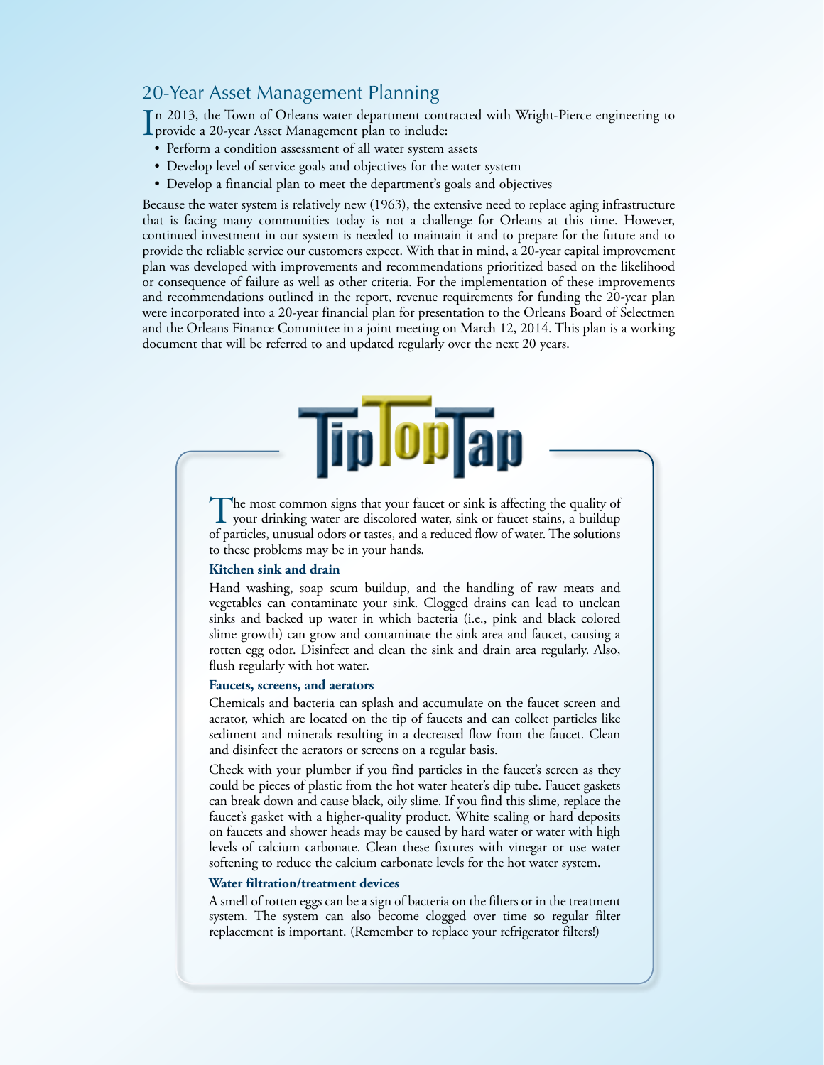## 20-Year Asset Management Planning

In 2013, the Town of Orleans water department contracted with Wright-Pierce engineering to provide a 20-year Asset Management plan to include:

- Perform a condition assessment of all water system assets
- Develop level of service goals and objectives for the water system
- Develop a financial plan to meet the department's goals and objectives

Because the water system is relatively new (1963), the extensive need to replace aging infrastructure that is facing many communities today is not a challenge for Orleans at this time. However, continued investment in our system is needed to maintain it and to prepare for the future and to provide the reliable service our customers expect. With that in mind, a 20-year capital improvement plan was developed with improvements and recommendations prioritized based on the likelihood or consequence of failure as well as other criteria. For the implementation of these improvements and recommendations outlined in the report, revenue requirements for funding the 20-year plan were incorporated into a 20-year financial plan for presentation to the Orleans Board of Selectmen and the Orleans Finance Committee in a joint meeting on March 12, 2014. This plan is a working document that will be referred to and updated regularly over the next 20 years.

## Tip Top Tap

The most common signs that your faucet or sink is affecting the quality of your drinking water are discolored water, sink or faucet stains, a buildup of particles, unusual odors or tastes, and a reduced flow of water. The solutions to these problems may be in your hands.

### Kitchen sink and drain

Hand washing, soap scum buildup, and the handling of raw meats and vegetables can contaminate your sink. Clogged drains can lead to unclean sinks and backed up water in which bacteria (i.e., pink and black colored slime growth) can grow and contaminate the sink area and faucet, causing a rotten egg odor. Disinfect and clean the sink and drain area regularly. Also, flush regularly with hot water.

### Faucets, screens, and aerators

Chemicals and bacteria can splash and accumulate on the faucet screen and aerator, which are located on the tip of faucets and can collect particles like sediment and minerals resulting in a decreased flow from the faucet. Clean and disinfect the aerators or screens on a regular basis.

Check with your plumber if you find particles in the faucet's screen as they could be pieces of plastic from the hot water heater's dip tube. Faucet gaskets can break down and cause black, oily slime. If you find this slime, replace the faucet's gasket with a higher-quality product. White scaling or hard deposits on faucets and shower heads may be caused by hard water or water with high levels of calcium carbonate. Clean these fixtures with vinegar or use water softening to reduce the calcium carbonate levels for the hot water system.

### Water filtration/treatment devices

A smell of rotten eggs can be a sign of bacteria on the filters or in the treatment system. The system can also become clogged over time so regular filter replacement is important. (Remember to replace your refrigerator filters!)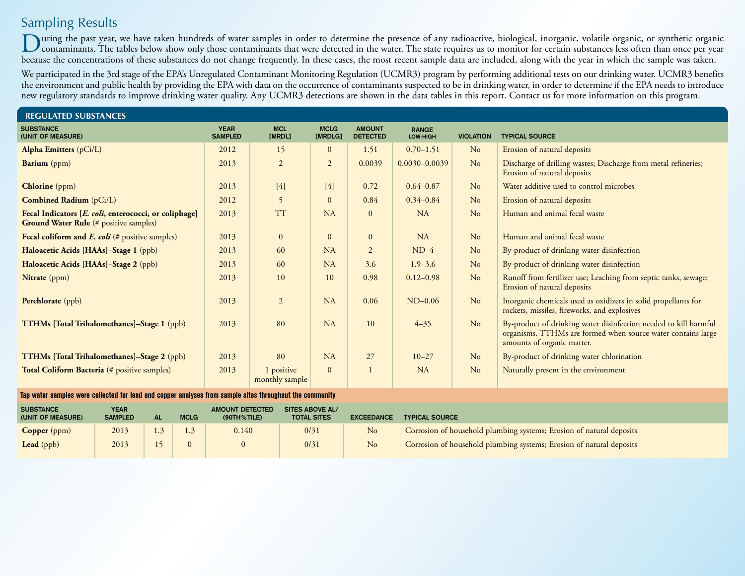# Sampling Results

During the past year, we have taken hundreds of water samples in order to determine the presence of any radioactive, biological, inorganic, volatile organic, or synthetic organic contaminants. The tables below show only those contaminants that were detected in the water. The state requires us to monitor for certain substances less often than once per year because the concentrations of these substances do not change frequently. In these cases, the most recent sample data are included, along with the year in which the sample was taken.

We participated in the 3rd stage of the EPA's Unregulated Contaminant Monitoring Regulation (UCMR3) program by performing additional tests on our drinking water. UCMR3 benefits the environment and public health by providing the EPA with data on the occurrence of contaminants suspected to be in drinking water, in order to determine if the EPA needs to introduce new regulatory standards to improve drinking water quality. Any UCMR3 detections are shown in the data tables in this report. Contact us for more information on this program.

## REGULATED SUBSTANCES

| SUBSTANCE (UNIT OF MEASURE) | YEAR SAMPLED | MCL [MRDL] | MCLG [MRDLG] | AMOUNT DETECTED | RANGE LOW-HIGH | VIOLATION | TYPICAL SOURCE |
|---|---|---|---|---|---|---|---|
| **Alpha Emitters** (pCi/L) | 2012 | 15 | 0 | 1.51 | 0.70–1.51 | No | Erosion of natural deposits |
| **Barium** (ppm) | 2013 | 2 | 2 | 0.0039 | 0.0030–0.0039 | No | Discharge of drilling wastes; Discharge from metal refineries; Erosion of natural deposits |
| **Chlorine** (ppm) | 2013 | [4] | [4] | 0.72 | 0.64–0.87 | No | Water additive used to control microbes |
| **Combined Radium** (pCi/L) | 2012 | 5 | 0 | 0.84 | 0.34–0.84 | No | Erosion of natural deposits |
| **Fecal Indicators [*E. coli*, enterococci, or coliphage] Ground Water Rule** (# positive samples) | 2013 | TT | NA | 0 | NA | No | Human and animal fecal waste |
| **Fecal coliform and *E. coli*** (# positive samples) | 2013 | 0 | 0 | 0 | NA | No | Human and animal fecal waste |
| **Haloacetic Acids [HAAs]–Stage 1** (ppb) | 2013 | 60 | NA | 2 | ND–4 | No | By-product of drinking water disinfection |
| **Haloacetic Acids [HAAs]–Stage 2** (ppb) | 2013 | 60 | NA | 3.6 | 1.9–3.6 | No | By-product of drinking water disinfection |
| **Nitrate** (ppm) | 2013 | 10 | 10 | 0.98 | 0.12–0.98 | No | Runoff from fertilizer use; Leaching from septic tanks, sewage; Erosion of natural deposits |
| **Perchlorate** (ppb) | 2013 | 2 | NA | 0.06 | ND–0.06 | No | Inorganic chemicals used as oxidizers in solid propellants for rockets, missiles, fireworks, and explosives |
| **TTHMs [Total Trihalomethanes]–Stage 1** (ppb) | 2013 | 80 | NA | 10 | 4–35 | No | By-product of drinking water disinfection needed to kill harmful organisms. TTHMs are formed when source water contains large amounts of organic matter. |
| **TTHMs [Total Trihalomethanes]–Stage 2** (ppb) | 2013 | 80 | NA | 27 | 10–27 | No | By-product of drinking water chlorination |
| **Total Coliform Bacteria** (# positive samples) | 2013 | 1 positive monthly sample | 0 | 1 | NA | No | Naturally present in the environment |

**Tap water samples were collected for lead and copper analyses from sample sites throughout the community**

| SUBSTANCE (UNIT OF MEASURE) | YEAR SAMPLED | AL | MCLG | AMOUNT DETECTED (90TH%TILE) | SITES ABOVE AL/ TOTAL SITES | EXCEEDANCE | TYPICAL SOURCE |
|---|---|---|---|---|---|---|---|
| **Copper** (ppm) | 2013 | 1.3 | 1.3 | 0.140 | 0/31 | No | Corrosion of household plumbing systems; Erosion of natural deposits |
| **Lead** (ppb) | 2013 | 15 | 0 | 0 | 0/31 | No | Corrosion of household plumbing systems; Erosion of natural deposits |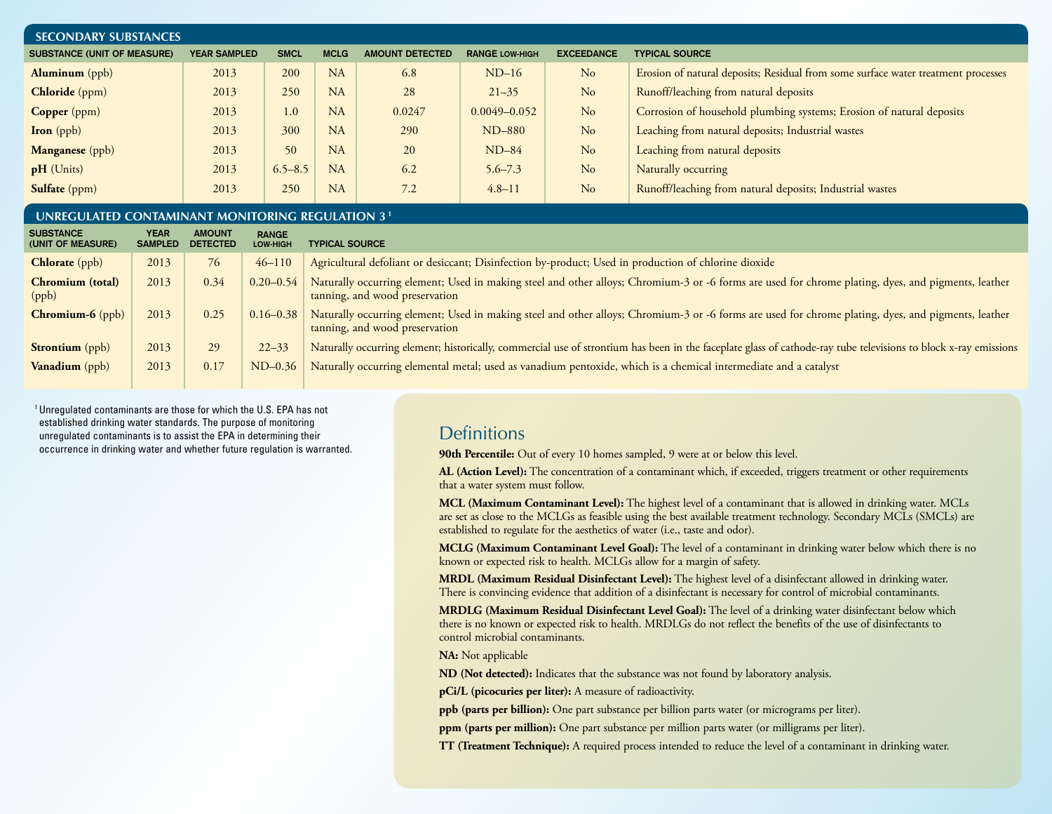## SECONDARY SUBSTANCES

| SUBSTANCE (UNIT OF MEASURE) | YEAR SAMPLED | SMCL | MCLG | AMOUNT DETECTED | RANGE LOW-HIGH | EXCEEDANCE | TYPICAL SOURCE |
|---|---|---|---|---|---|---|---|
| **Aluminum** (ppb) | 2013 | 200 | NA | 6.8 | ND–16 | No | Erosion of natural deposits; Residual from some surface water treatment processes |
| **Chloride** (ppm) | 2013 | 250 | NA | 28 | 21–35 | No | Runoff/leaching from natural deposits |
| **Copper** (ppm) | 2013 | 1.0 | NA | 0.0247 | 0.0049–0.052 | No | Corrosion of household plumbing systems; Erosion of natural deposits |
| **Iron** (ppb) | 2013 | 300 | NA | 290 | ND–880 | No | Leaching from natural deposits; Industrial wastes |
| **Manganese** (ppb) | 2013 | 50 | NA | 20 | ND–84 | No | Leaching from natural deposits |
| **pH** (Units) | 2013 | 6.5–8.5 | NA | 6.2 | 5.6–7.3 | No | Naturally occurring |
| **Sulfate** (ppm) | 2013 | 250 | NA | 7.2 | 4.8–11 | No | Runoff/leaching from natural deposits; Industrial wastes |

## UNREGULATED CONTAMINANT MONITORING REGULATION 3 [1]

| SUBSTANCE (UNIT OF MEASURE) | YEAR SAMPLED | AMOUNT DETECTED | RANGE LOW-HIGH | TYPICAL SOURCE |
|---|---|---|---|---|
| **Chlorate** (ppb) | 2013 | 76 | 46–110 | Agricultural defoliant or desiccant; Disinfection by-product; Used in production of chlorine dioxide |
| **Chromium (total)** (ppb) | 2013 | 0.34 | 0.20–0.54 | Naturally occurring element; Used in making steel and other alloys; Chromium-3 or -6 forms are used for chrome plating, dyes, and pigments, leather tanning, and wood preservation |
| **Chromium-6** (ppb) | 2013 | 0.25 | 0.16–0.38 | Naturally occurring element; Used in making steel and other alloys; Chromium-3 or -6 forms are used for chrome plating, dyes, and pigments, leather tanning, and wood preservation |
| **Strontium** (ppb) | 2013 | 29 | 22–33 | Naturally occurring element; historically, commercial use of strontium has been in the faceplate glass of cathode-ray tube televisions to block x-ray emissions |
| **Vanadium** (ppb) | 2013 | 0.17 | ND–0.36 | Naturally occurring elemental metal; used as vanadium pentoxide, which is a chemical intermediate and a catalyst |

[1] Unregulated contaminants are those for which the U.S. EPA has not established drinking water standards. The purpose of monitoring unregulated contaminants is to assist the EPA in determining their occurrence in drinking water and whether future regulation is warranted.

## Definitions

**90th Percentile:** Out of every 10 homes sampled, 9 were at or below this level.

**AL (Action Level):** The concentration of a contaminant which, if exceeded, triggers treatment or other requirements that a water system must follow.

**MCL (Maximum Contaminant Level):** The highest level of a contaminant that is allowed in drinking water. MCLs are set as close to the MCLGs as feasible using the best available treatment technology. Secondary MCLs (SMCLs) are established to regulate for the aesthetics of water (i.e., taste and odor).

**MCLG (Maximum Contaminant Level Goal):** The level of a contaminant in drinking water below which there is no known or expected risk to health. MCLGs allow for a margin of safety.

**MRDL (Maximum Residual Disinfectant Level):** The highest level of a disinfectant allowed in drinking water. There is convincing evidence that addition of a disinfectant is necessary for control of microbial contaminants.

**MRDLG (Maximum Residual Disinfectant Level Goal):** The level of a drinking water disinfectant below which there is no known or expected risk to health. MRDLGs do not reflect the benefits of the use of disinfectants to control microbial contaminants.

**NA:** Not applicable

**ND (Not detected):** Indicates that the substance was not found by laboratory analysis.

**pCi/L (picocuries per liter):** A measure of radioactivity.

**ppb (parts per billion):** One part substance per billion parts water (or micrograms per liter).

**ppm (parts per million):** One part substance per million parts water (or milligrams per liter).

**TT (Treatment Technique):** A required process intended to reduce the level of a contaminant in drinking water.